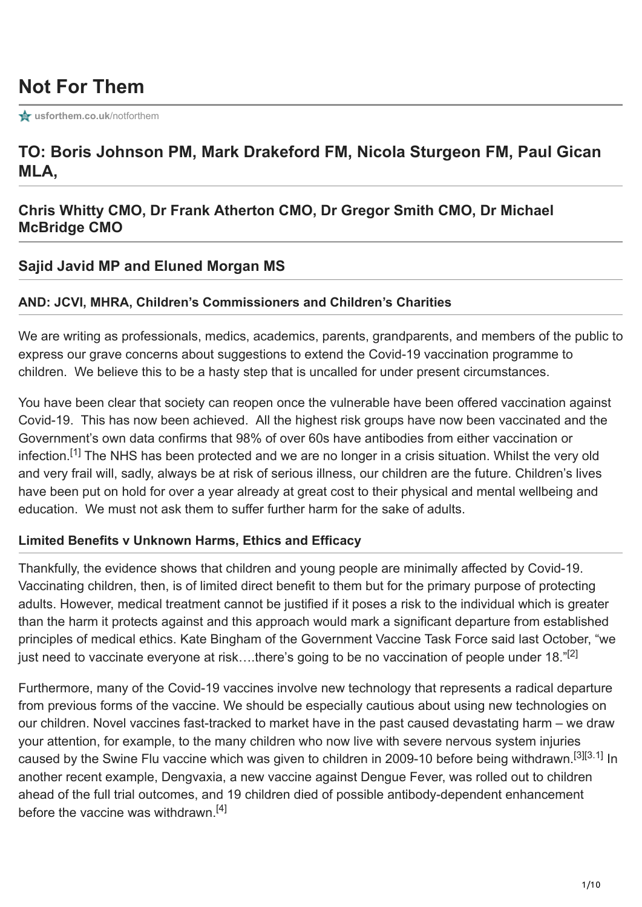# Not For Them

usforthem.co.uk/notforthem

## TO: Boris Johnson PM, Mark Drakeford FM, Nicola Sturgeon FM, Paul Gican MLA,

### Chris Whitty CMO, Dr Frank Atherton CMO, Dr Gregor Smith CMO, Dr Michael McBridge CMO

### Sajid Javid MP and Eluned Morgan MS

#### AND: JCVI, MHRA, Children's Commissioners and Children's Charities

We are writing as professionals, medics, academics, parents, grandparents, and members of the public to express our grave concerns about suggestions to extend the Covid-19 vaccination programme to children. We believe this to be a hasty step that is uncalled for under present circumstances.

You have been clear that society can reopen once the vulnerable have been offered vaccination against Covid-19. This has now been achieved. All the highest risk groups have now been vaccinated and the Government's own data confirms that 98% of over 60s have antibodies from either vaccination or infection.[1] The NHS has been protected and we are no longer in a crisis situation. Whilst the very old and very frail will, sadly, always be at risk of serious illness, our children are the future. Children's lives have been put on hold for over a year already at great cost to their physical and mental wellbeing and education. We must not ask them to suffer further harm for the sake of adults.

#### Limited Benefits v Unknown Harms, Ethics and Efficacy

Thankfully, the evidence shows that children and young people are minimally affected by Covid-19. Vaccinating children, then, is of limited direct benefit to them but for the primary purpose of protecting adults. However, medical treatment cannot be justified if it poses a risk to the individual which is greater than the harm it protects against and this approach would mark a significant departure from established principles of medical ethics. Kate Bingham of the Government Vaccine Task Force said last October, "we just need to vaccinate everyone at risk….there's going to be no vaccination of people under 18."[2]

Furthermore, many of the Covid-19 vaccines involve new technology that represents a radical departure from previous forms of the vaccine. We should be especially cautious about using new technologies on our children. Novel vaccines fast-tracked to market have in the past caused devastating harm – we draw your attention, for example, to the many children who now live with severe nervous system injuries caused by the Swine Flu vaccine which was given to children in 2009-10 before being withdrawn.[3][3.1] In another recent example, Dengvaxia, a new vaccine against Dengue Fever, was rolled out to children ahead of the full trial outcomes, and 19 children died of possible antibody-dependent enhancement before the vaccine was withdrawn.[4]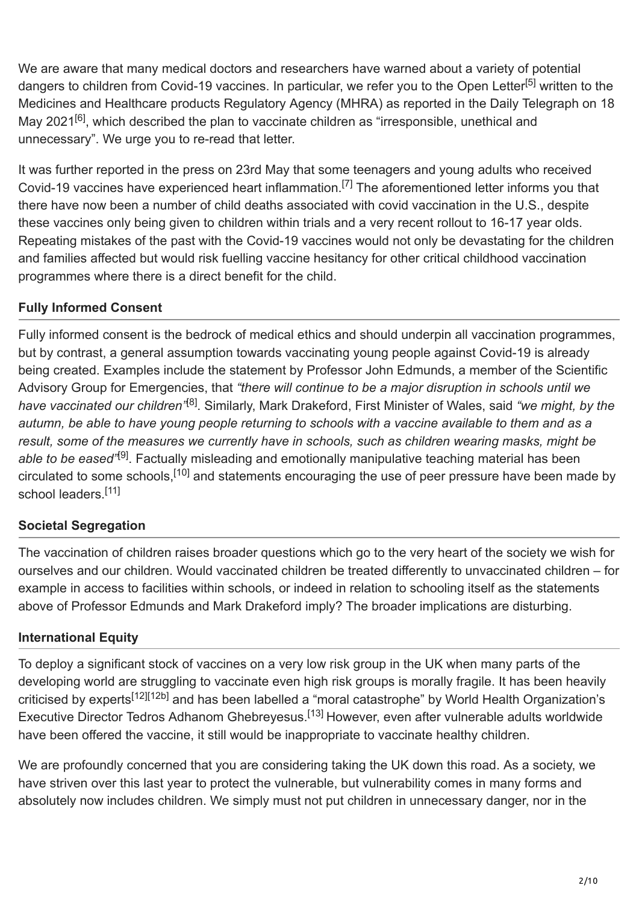We are aware that many medical doctors and researchers have warned about a variety of potential dangers to children from Covid-19 vaccines. In particular, we refer you to the Open Letter[5] written to the Medicines and Healthcare products Regulatory Agency (MHRA) as reported in the Daily Telegraph on 18 May 2021[6], which described the plan to vaccinate children as "irresponsible, unethical and unnecessary". We urge you to re-read that letter.

It was further reported in the press on 23rd May that some teenagers and young adults who received Covid-19 vaccines have experienced heart inflammation.[7] The aforementioned letter informs you that there have now been a number of child deaths associated with covid vaccination in the U.S., despite these vaccines only being given to children within trials and a very recent rollout to 16-17 year olds. Repeating mistakes of the past with the Covid-19 vaccines would not only be devastating for the children and families affected but would risk fuelling vaccine hesitancy for other critical childhood vaccination programmes where there is a direct benefit for the child.

### Fully Informed Consent

Fully informed consent is the bedrock of medical ethics and should underpin all vaccination programmes, but by contrast, a general assumption towards vaccinating young people against Covid-19 is already being created. Examples include the statement by Professor John Edmunds, a member of the Scientific Advisory Group for Emergencies, that *"there will continue to be a major disruption in schools until we have vaccinated our children"*[8]. Similarly, Mark Drakeford, First Minister of Wales, said *"we might, by the autumn, be able to have young people returning to schools with a vaccine available to them and as a result, some of the measures we currently have in schools, such as children wearing masks, might be able to be eased"*[9]. Factually misleading and emotionally manipulative teaching material has been circulated to some schools,[10] and statements encouraging the use of peer pressure have been made by school leaders.[11]

### Societal Segregation

The vaccination of children raises broader questions which go to the very heart of the society we wish for ourselves and our children. Would vaccinated children be treated differently to unvaccinated children – for example in access to facilities within schools, or indeed in relation to schooling itself as the statements above of Professor Edmunds and Mark Drakeford imply? The broader implications are disturbing.

### International Equity

To deploy a significant stock of vaccines on a very low risk group in the UK when many parts of the developing world are struggling to vaccinate even high risk groups is morally fragile. It has been heavily criticised by experts[12][12b] and has been labelled a "moral catastrophe" by World Health Organization's Executive Director Tedros Adhanom Ghebreyesus.[13] However, even after vulnerable adults worldwide have been offered the vaccine, it still would be inappropriate to vaccinate healthy children.

We are profoundly concerned that you are considering taking the UK down this road. As a society, we have striven over this last year to protect the vulnerable, but vulnerability comes in many forms and absolutely now includes children. We simply must not put children in unnecessary danger, nor in the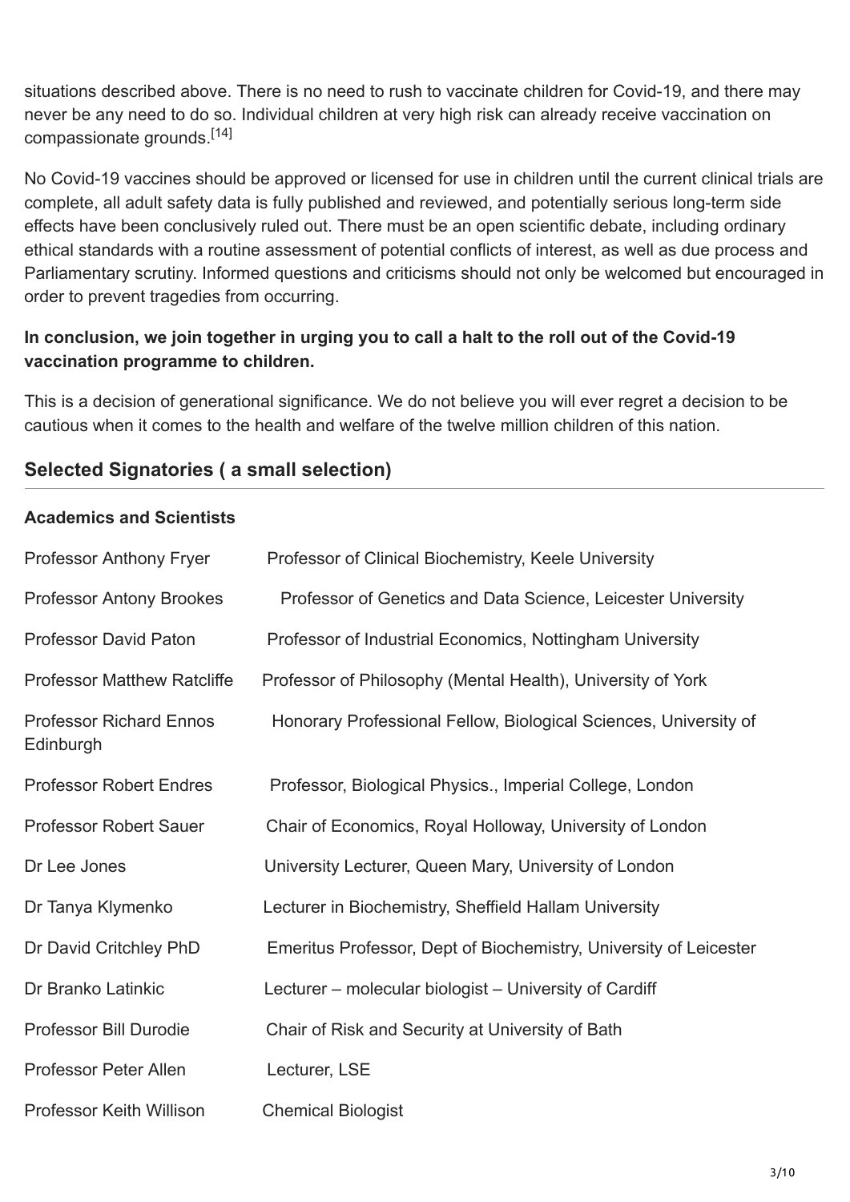situations described above. There is no need to rush to vaccinate children for Covid-19, and there may never be any need to do so. Individual children at very high risk can already receive vaccination on compassionate grounds.[14]

No Covid-19 vaccines should be approved or licensed for use in children until the current clinical trials are complete, all adult safety data is fully published and reviewed, and potentially serious long-term side effects have been conclusively ruled out. There must be an open scientific debate, including ordinary ethical standards with a routine assessment of potential conflicts of interest, as well as due process and Parliamentary scrutiny. Informed questions and criticisms should not only be welcomed but encouraged in order to prevent tragedies from occurring.

**In conclusion, we join together in urging you to call a halt to the roll out of the Covid-19 vaccination programme to children.**

This is a decision of generational significance. We do not believe you will ever regret a decision to be cautious when it comes to the health and welfare of the twelve million children of this nation.

## Selected Signatories ( a small selection)

**Academics and Scientists**

| | |
|---|---|
| Professor Anthony Fryer | Professor of Clinical Biochemistry, Keele University |
| Professor Antony Brookes | Professor of Genetics and Data Science, Leicester University |
| Professor David Paton | Professor of Industrial Economics, Nottingham University |
| Professor Matthew Ratcliffe | Professor of Philosophy (Mental Health), University of York |
| Professor Richard Ennos | Honorary Professional Fellow, Biological Sciences, University of Edinburgh |
| Professor Robert Endres | Professor, Biological Physics., Imperial College, London |
| Professor Robert Sauer | Chair of Economics, Royal Holloway, University of London |
| Dr Lee Jones | University Lecturer, Queen Mary, University of London |
| Dr Tanya Klymenko | Lecturer in Biochemistry, Sheffield Hallam University |
| Dr David Critchley PhD | Emeritus Professor, Dept of Biochemistry, University of Leicester |
| Dr Branko Latinkic | Lecturer – molecular biologist – University of Cardiff |
| Professor Bill Durodie | Chair of Risk and Security at University of Bath |
| Professor Peter Allen | Lecturer, LSE |
| Professor Keith Willison | Chemical Biologist |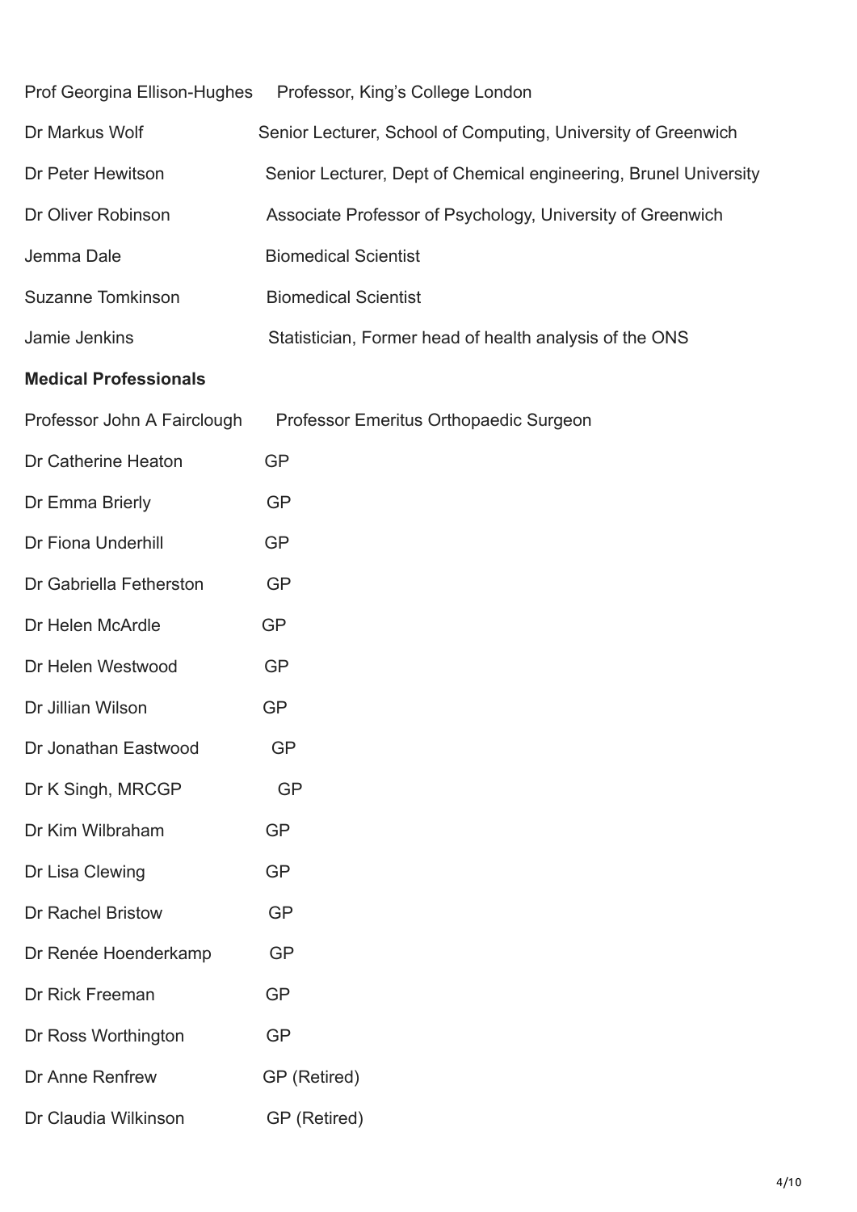| | |
|---|---|
| Prof Georgina Ellison-Hughes | Professor, King's College London |
| Dr Markus Wolf | Senior Lecturer, School of Computing, University of Greenwich |
| Dr Peter Hewitson | Senior Lecturer, Dept of Chemical engineering, Brunel University |
| Dr Oliver Robinson | Associate Professor of Psychology, University of Greenwich |
| Jemma Dale | Biomedical Scientist |
| Suzanne Tomkinson | Biomedical Scientist |
| Jamie Jenkins | Statistician, Former head of health analysis of the ONS |

**Medical Professionals**

| | |
|---|---|
| Professor John A Fairclough | Professor Emeritus Orthopaedic Surgeon |
| Dr Catherine Heaton | GP |
| Dr Emma Brierly | GP |
| Dr Fiona Underhill | GP |
| Dr Gabriella Fetherston | GP |
| Dr Helen McArdle | GP |
| Dr Helen Westwood | GP |
| Dr Jillian Wilson | GP |
| Dr Jonathan Eastwood | GP |
| Dr K Singh, MRCGP | GP |
| Dr Kim Wilbraham | GP |
| Dr Lisa Clewing | GP |
| Dr Rachel Bristow | GP |
| Dr Renée Hoenderkamp | GP |
| Dr Rick Freeman | GP |
| Dr Ross Worthington | GP |
| Dr Anne Renfrew | GP (Retired) |
| Dr Claudia Wilkinson | GP (Retired) |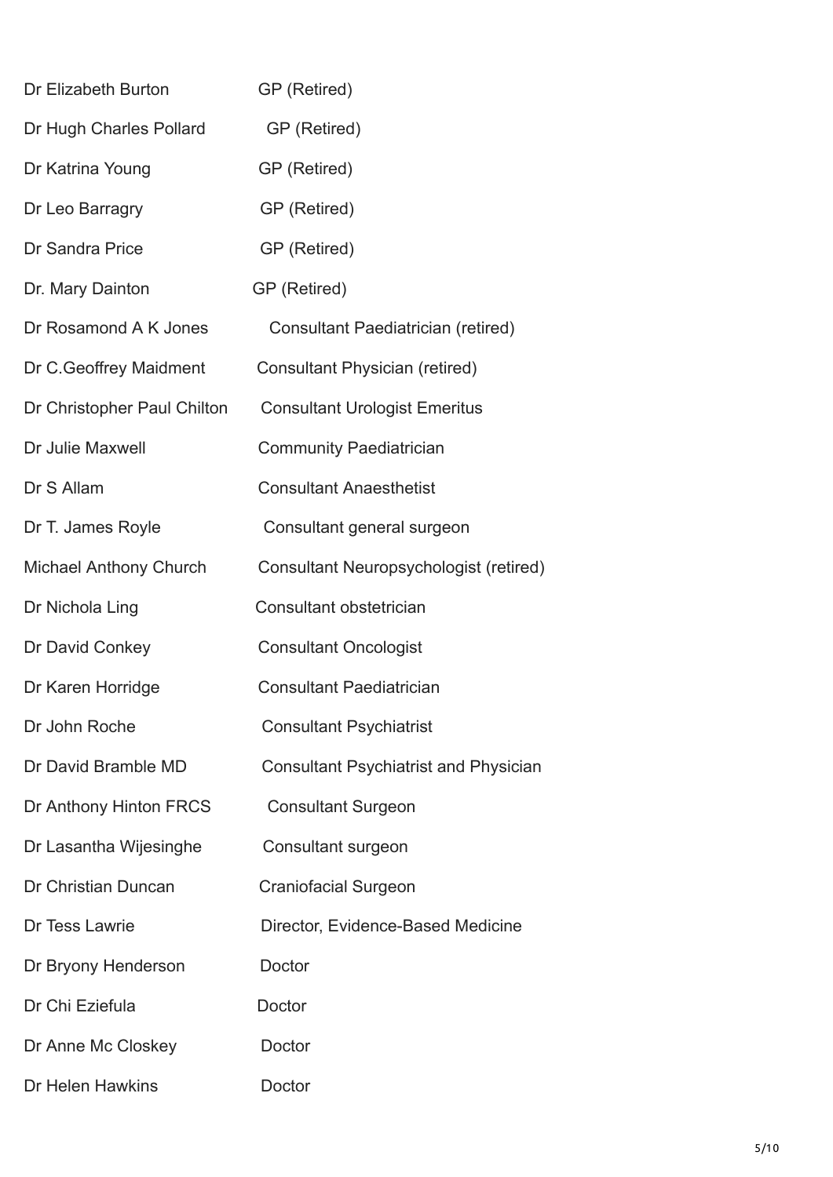| | |
|---|---|
| Dr Elizabeth Burton | GP (Retired) |
| Dr Hugh Charles Pollard | GP (Retired) |
| Dr Katrina Young | GP (Retired) |
| Dr Leo Barragry | GP (Retired) |
| Dr Sandra Price | GP (Retired) |
| Dr. Mary Dainton | GP (Retired) |
| Dr Rosamond A K Jones | Consultant Paediatrician (retired) |
| Dr C.Geoffrey Maidment | Consultant Physician (retired) |
| Dr Christopher Paul Chilton | Consultant Urologist Emeritus |
| Dr Julie Maxwell | Community Paediatrician |
| Dr S Allam | Consultant Anaesthetist |
| Dr T. James Royle | Consultant general surgeon |
| Michael Anthony Church | Consultant Neuropsychologist (retired) |
| Dr Nichola Ling | Consultant obstetrician |
| Dr David Conkey | Consultant Oncologist |
| Dr Karen Horridge | Consultant Paediatrician |
| Dr John Roche | Consultant Psychiatrist |
| Dr David Bramble MD | Consultant Psychiatrist and Physician |
| Dr Anthony Hinton FRCS | Consultant Surgeon |
| Dr Lasantha Wijesinghe | Consultant surgeon |
| Dr Christian Duncan | Craniofacial Surgeon |
| Dr Tess Lawrie | Director, Evidence-Based Medicine |
| Dr Bryony Henderson | Doctor |
| Dr Chi Eziefula | Doctor |
| Dr Anne Mc Closkey | Doctor |
| Dr Helen Hawkins | Doctor |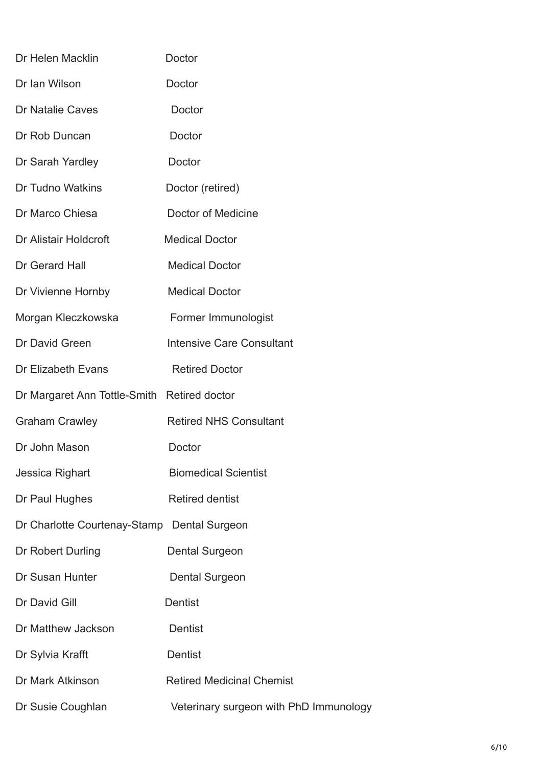| | |
|---|---|
| Dr Helen Macklin | Doctor |
| Dr Ian Wilson | Doctor |
| Dr Natalie Caves | Doctor |
| Dr Rob Duncan | Doctor |
| Dr Sarah Yardley | Doctor |
| Dr Tudno Watkins | Doctor (retired) |
| Dr Marco Chiesa | Doctor of Medicine |
| Dr Alistair Holdcroft | Medical Doctor |
| Dr Gerard Hall | Medical Doctor |
| Dr Vivienne Hornby | Medical Doctor |
| Morgan Kleczkowska | Former Immunologist |
| Dr David Green | Intensive Care Consultant |
| Dr Elizabeth Evans | Retired Doctor |
| Dr Margaret Ann Tottle-Smith | Retired doctor |
| Graham Crawley | Retired NHS Consultant |
| Dr John Mason | Doctor |
| Jessica Righart | Biomedical Scientist |
| Dr Paul Hughes | Retired dentist |
| Dr Charlotte Courtenay-Stamp | Dental Surgeon |
| Dr Robert Durling | Dental Surgeon |
| Dr Susan Hunter | Dental Surgeon |
| Dr David Gill | Dentist |
| Dr Matthew Jackson | Dentist |
| Dr Sylvia Krafft | Dentist |
| Dr Mark Atkinson | Retired Medicinal Chemist |
| Dr Susie Coughlan | Veterinary surgeon with PhD Immunology |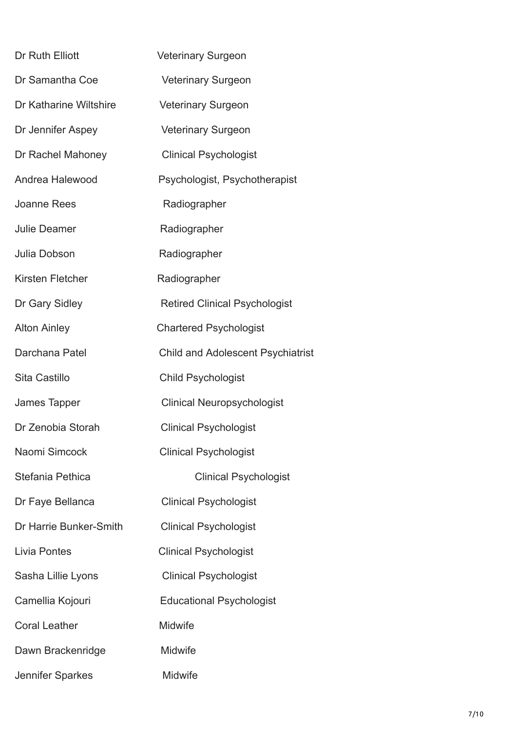| | |
|---|---|
| Dr Ruth Elliott | Veterinary Surgeon |
| Dr Samantha Coe | Veterinary Surgeon |
| Dr Katharine Wiltshire | Veterinary Surgeon |
| Dr Jennifer Aspey | Veterinary Surgeon |
| Dr Rachel Mahoney | Clinical Psychologist |
| Andrea Halewood | Psychologist, Psychotherapist |
| Joanne Rees | Radiographer |
| Julie Deamer | Radiographer |
| Julia Dobson | Radiographer |
| Kirsten Fletcher | Radiographer |
| Dr Gary Sidley | Retired Clinical Psychologist |
| Alton Ainley | Chartered Psychologist |
| Darchana Patel | Child and Adolescent Psychiatrist |
| Sita Castillo | Child Psychologist |
| James Tapper | Clinical Neuropsychologist |
| Dr Zenobia Storah | Clinical Psychologist |
| Naomi Simcock | Clinical Psychologist |
| Stefania Pethica | Clinical Psychologist |
| Dr Faye Bellanca | Clinical Psychologist |
| Dr Harrie Bunker-Smith | Clinical Psychologist |
| Livia Pontes | Clinical Psychologist |
| Sasha Lillie Lyons | Clinical Psychologist |
| Camellia Kojouri | Educational Psychologist |
| Coral Leather | Midwife |
| Dawn Brackenridge | Midwife |
| Jennifer Sparkes | Midwife |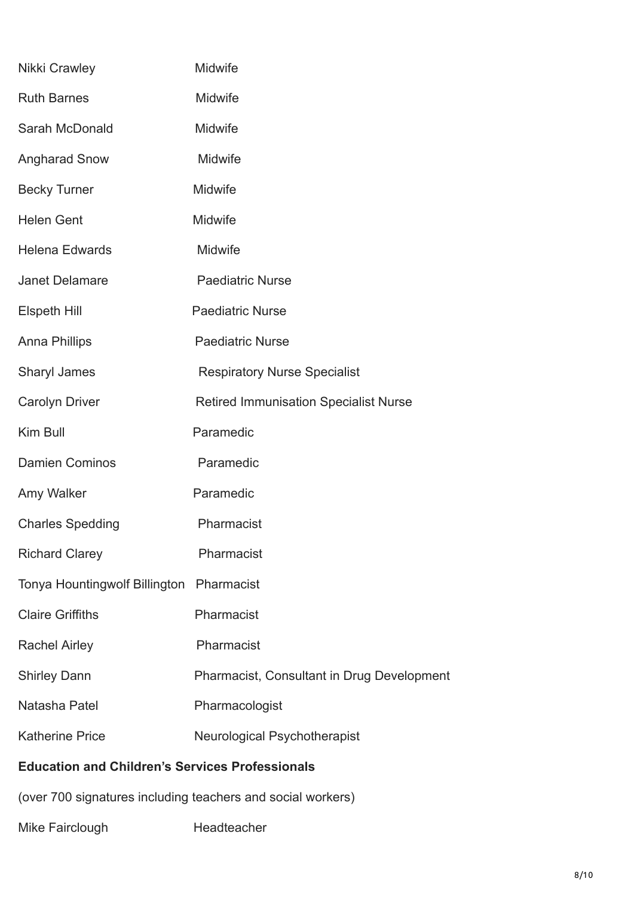| | |
|---|---|
| Nikki Crawley | Midwife |
| Ruth Barnes | Midwife |
| Sarah McDonald | Midwife |
| Angharad Snow | Midwife |
| Becky Turner | Midwife |
| Helen Gent | Midwife |
| Helena Edwards | Midwife |
| Janet Delamare | Paediatric Nurse |
| Elspeth Hill | Paediatric Nurse |
| Anna Phillips | Paediatric Nurse |
| Sharyl James | Respiratory Nurse Specialist |
| Carolyn Driver | Retired Immunisation Specialist Nurse |
| Kim Bull | Paramedic |
| Damien Cominos | Paramedic |
| Amy Walker | Paramedic |
| Charles Spedding | Pharmacist |
| Richard Clarey | Pharmacist |
| Tonya Hountingwolf Billington | Pharmacist |
| Claire Griffiths | Pharmacist |
| Rachel Airley | Pharmacist |
| Shirley Dann | Pharmacist, Consultant in Drug Development |
| Natasha Patel | Pharmacologist |
| Katherine Price | Neurological Psychotherapist |

**Education and Children's Services Professionals**

(over 700 signatures including teachers and social workers)

| | |
|---|---|
| Mike Fairclough | Headteacher |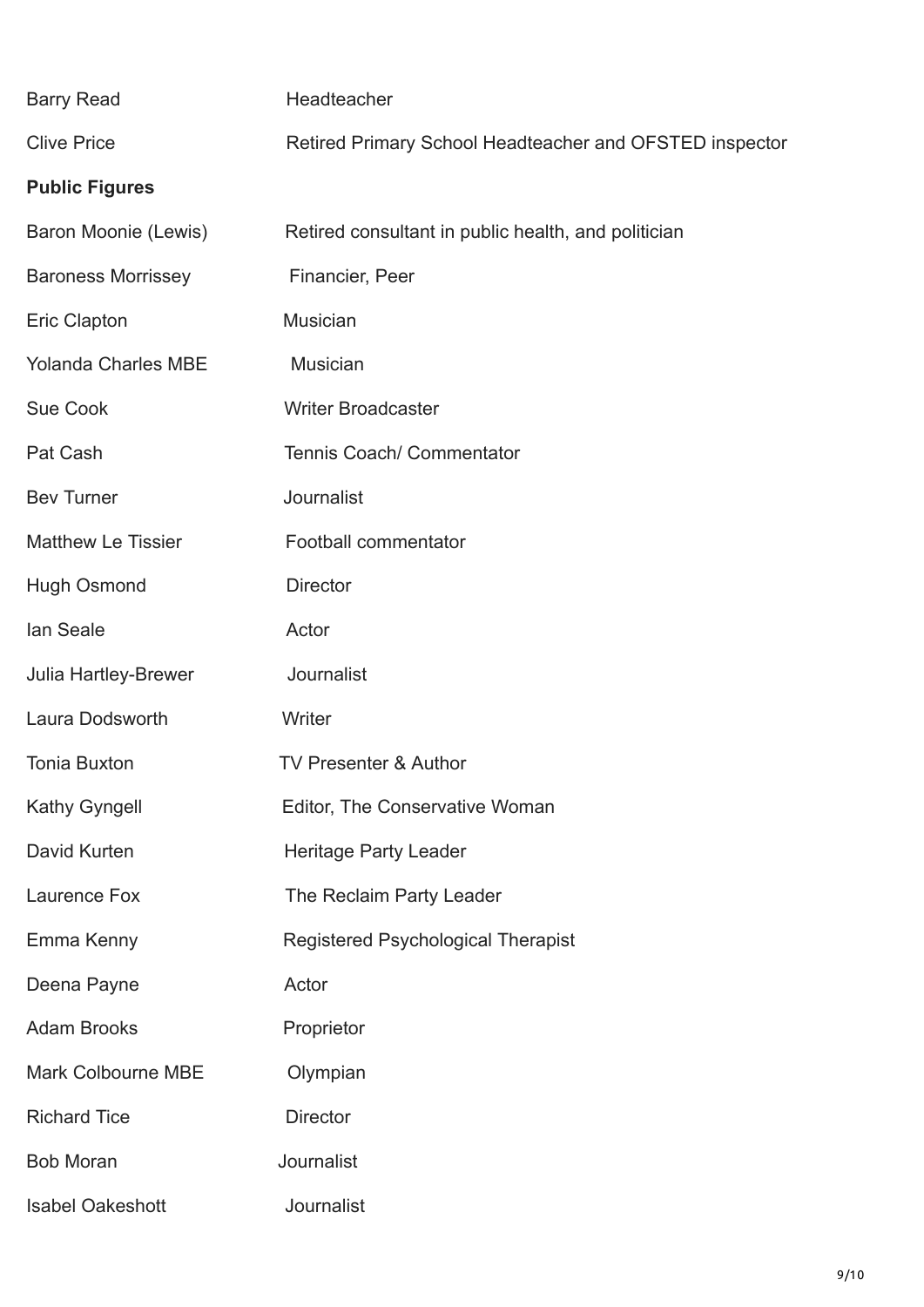| | |
|---|---|
| Barry Read | Headteacher |
| Clive Price | Retired Primary School Headteacher and OFSTED inspector |

**Public Figures**

| | |
|---|---|
| Baron Moonie (Lewis) | Retired consultant in public health, and politician |
| Baroness Morrissey | Financier, Peer |
| Eric Clapton | Musician |
| Yolanda Charles MBE | Musician |
| Sue Cook | Writer Broadcaster |
| Pat Cash | Tennis Coach/ Commentator |
| Bev Turner | Journalist |
| Matthew Le Tissier | Football commentator |
| Hugh Osmond | Director |
| Ian Seale | Actor |
| Julia Hartley-Brewer | Journalist |
| Laura Dodsworth | Writer |
| Tonia Buxton | TV Presenter & Author |
| Kathy Gyngell | Editor, The Conservative Woman |
| David Kurten | Heritage Party Leader |
| Laurence Fox | The Reclaim Party Leader |
| Emma Kenny | Registered Psychological Therapist |
| Deena Payne | Actor |
| Adam Brooks | Proprietor |
| Mark Colbourne MBE | Olympian |
| Richard Tice | Director |
| Bob Moran | Journalist |
| Isabel Oakeshott | Journalist |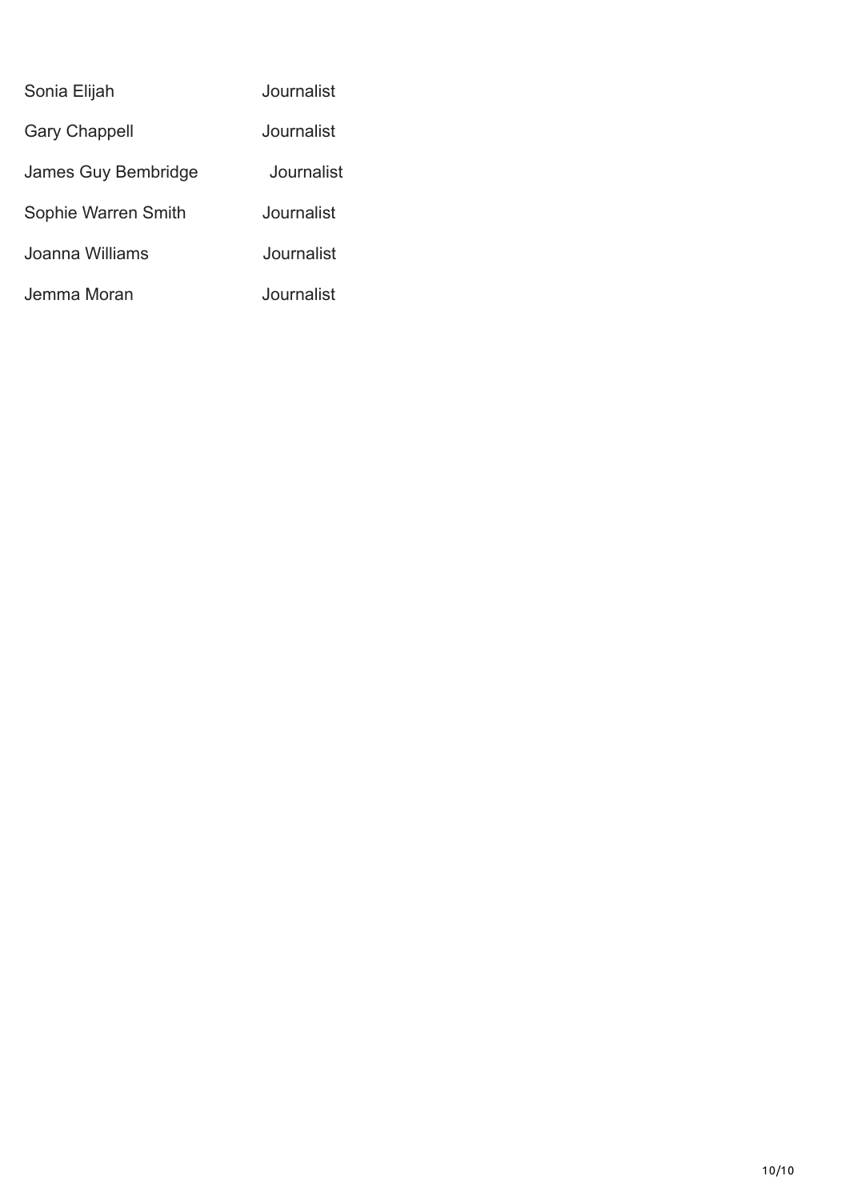| | |
|---|---|
| Sonia Elijah | Journalist |
| Gary Chappell | Journalist |
| James Guy Bembridge | Journalist |
| Sophie Warren Smith | Journalist |
| Joanna Williams | Journalist |
| Jemma Moran | Journalist |